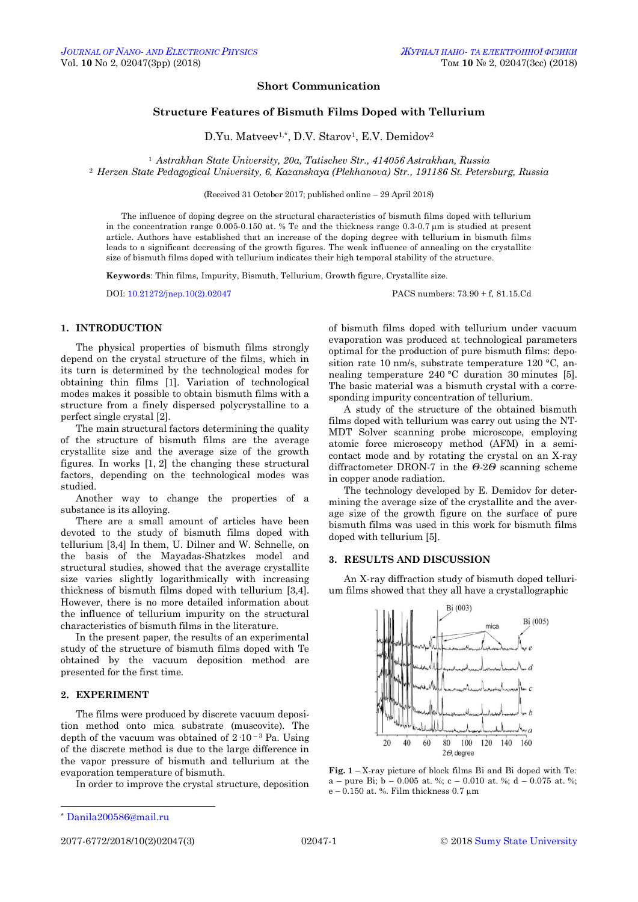## Short Communication

# Structure Features of Bismuth Films Doped with Tellurium

D.Yu. Matveev[1,*], D.V. Starov[1], E.V. Demidov[2]

[1] *Astrakhan State University, 20a, Tatischev Str., 414056 Astrakhan, Russia*
[2] *Herzen State Pedagogical University, 6, Kazanskaya (Plekhanova) Str., 191186 St. Petersburg, Russia*

(Received 31 October 2017; published online – 29 April 2018)

The influence of doping degree on the structural characteristics of bismuth films doped with tellurium in the concentration range 0.005-0.150 at. % Te and the thickness range 0.3-0.7 μm is studied at present article. Authors have established that an increase of the doping degree with tellurium in bismuth films leads to a significant decreasing of the growth figures. The weak influence of annealing on the crystallite size of bismuth films doped with tellurium indicates their high temporal stability of the structure.

**Keywords**: Thin films, Impurity, Bismuth, Tellurium, Growth figure, Crystallite size.

DOI: 10.21272/jnep.10(2).02047 PACS numbers: 73.90 + f, 81.15.Cd

## 1. INTRODUCTION

The physical properties of bismuth films strongly depend on the crystal structure of the films, which in its turn is determined by the technological modes for obtaining thin films [1]. Variation of technological modes makes it possible to obtain bismuth films with a structure from a finely dispersed polycrystalline to a perfect single crystal [2].

The main structural factors determining the quality of the structure of bismuth films are the average crystallite size and the average size of the growth figures. In works [1, 2] the changing these structural factors, depending on the technological modes was studied.

Another way to change the properties of a substance is its alloying.

There are a small amount of articles have been devoted to the study of bismuth films doped with tellurium [3,4] In them, U. Dilner and W. Schnelle, on the basis of the Mayadas-Shatzkes model and structural studies, showed that the average crystallite size varies slightly logarithmically with increasing thickness of bismuth films doped with tellurium [3,4]. However, there is no more detailed information about the influence of tellurium impurity on the structural characteristics of bismuth films in the literature.

In the present paper, the results of an experimental study of the structure of bismuth films doped with Te obtained by the vacuum deposition method are presented for the first time.

## 2. EXPERIMENT

The films were produced by discrete vacuum deposition method onto mica substrate (muscovite). The depth of the vacuum was obtained of $2 \cdot 10^{-3}$ Pa. Using of the discrete method is due to the large difference in the vapor pressure of bismuth and tellurium at the evaporation temperature of bismuth.

In order to improve the crystal structure, deposition of bismuth films doped with tellurium under vacuum evaporation was produced at technological parameters optimal for the production of pure bismuth films: deposition rate 10 nm/s, substrate temperature 120 °C, annealing temperature 240 °C duration 30 minutes [5]. The basic material was a bismuth crystal with a corresponding impurity concentration of tellurium.

A study of the structure of the obtained bismuth films doped with tellurium was carry out using the NT-MDT Solver scanning probe microscope, employing atomic force microscopy method (AFM) in a semi-contact mode and by rotating the crystal on an X-ray diffractometer DRON-7 in the $\Theta$-2$\Theta$ scanning scheme in copper anode radiation.

The technology developed by E. Demidov for determining the average size of the crystallite and the average size of the growth figure on the surface of pure bismuth films was used in this work for bismuth films doped with tellurium [5].

## 3. RESULTS AND DISCUSSION

An X-ray diffraction study of bismuth doped tellurium films showed that they all have a crystallographic

**Fig. 1** – X-ray picture of block films Bi and Bi doped with Te: a – pure Bi; b – 0.005 at. %; c – 0.010 at. %; d – 0.075 at. %; e – 0.150 at. %. Film thickness 0.7 μm

---

* Danila200586@mail.ru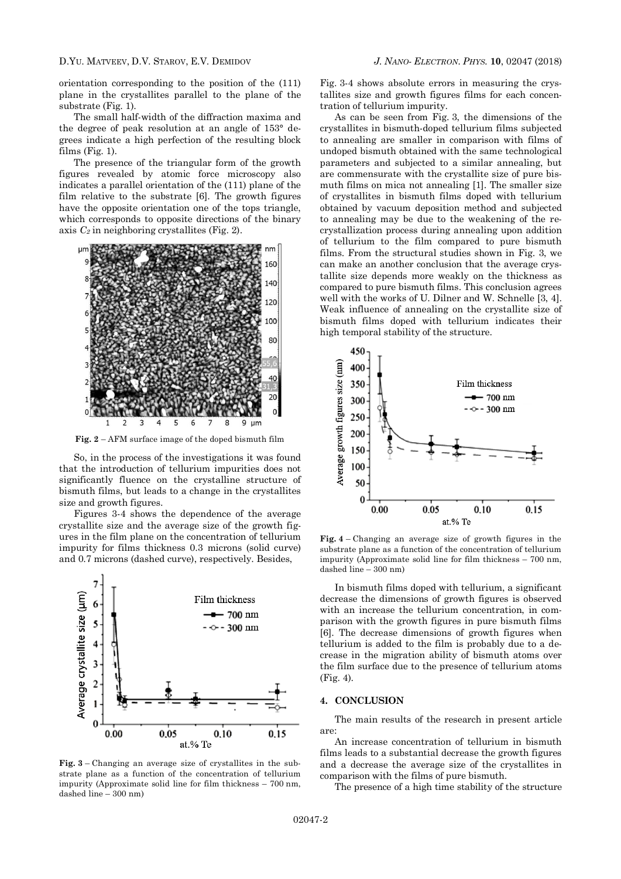orientation corresponding to the position of the (111) plane in the crystallites parallel to the plane of the substrate (Fig. 1).

The small half-width of the diffraction maxima and the degree of peak resolution at an angle of 153° degrees indicate a high perfection of the resulting block films (Fig. 1).

The presence of the triangular form of the growth figures revealed by atomic force microscopy also indicates a parallel orientation of the (111) plane of the film relative to the substrate [6]. The growth figures have the opposite orientation one of the tops triangle, which corresponds to opposite directions of the binary axis $C_2$ in neighboring crystallites (Fig. 2).

**Fig. 2** – AFM surface image of the doped bismuth film

So, in the process of the investigations it was found that the introduction of tellurium impurities does not significantly fluence on the crystalline structure of bismuth films, but leads to a change in the crystallites size and growth figures.

Figures 3-4 shows the dependence of the average crystallite size and the average size of the growth figures in the film plane on the concentration of tellurium impurity for films thickness 0.3 microns (solid curve) and 0.7 microns (dashed curve), respectively. Besides,

**Fig. 3** – Changing an average size of crystallites in the substrate plane as a function of the concentration of tellurium impurity (Approximate solid line for film thickness – 700 nm, dashed line – 300 nm)

Fig. 3-4 shows absolute errors in measuring the crystallites size and growth figures films for each concentration of tellurium impurity.

As can be seen from Fig. 3, the dimensions of the crystallites in bismuth-doped tellurium films subjected to annealing are smaller in comparison with films of undoped bismuth obtained with the same technological parameters and subjected to a similar annealing, but are commensurate with the crystallite size of pure bismuth films on mica not annealing [1]. The smaller size of crystallites in bismuth films doped with tellurium obtained by vacuum deposition method and subjected to annealing may be due to the weakening of the recrystallization process during annealing upon addition of tellurium to the film compared to pure bismuth films. From the structural studies shown in Fig. 3, we can make an another conclusion that the average crystallite size depends more weakly on the thickness as compared to pure bismuth films. This conclusion agrees well with the works of U. Dilner and W. Schnelle [3, 4]. Weak influence of annealing on the crystallite size of bismuth films doped with tellurium indicates their high temporal stability of the structure.

**Fig. 4** – Changing an average size of growth figures in the substrate plane as a function of the concentration of tellurium impurity (Approximate solid line for film thickness – 700 nm, dashed line – 300 nm)

In bismuth films doped with tellurium, a significant decrease the dimensions of growth figures is observed with an increase the tellurium concentration, in comparison with the growth figures in pure bismuth films [6]. The decrease dimensions of growth figures when tellurium is added to the film is probably due to a decrease in the migration ability of bismuth atoms over the film surface due to the presence of tellurium atoms (Fig. 4).

## 4. CONCLUSION

The main results of the research in present article are:

An increase concentration of tellurium in bismuth films leads to a substantial decrease the growth figures and a decrease the average size of the crystallites in comparison with the films of pure bismuth.

The presence of a high time stability of the structure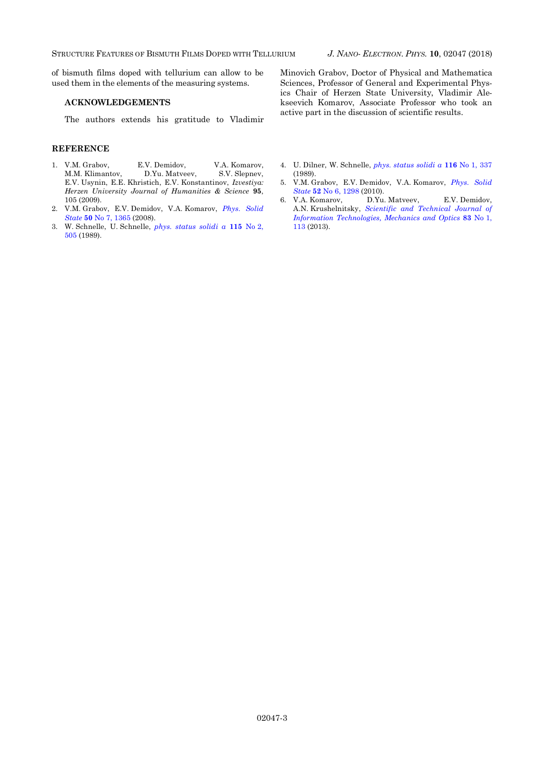of bismuth films doped with tellurium can allow to be used them in the elements of the measuring systems.

## ACKNOWLEDGEMENTS

The authors extends his gratitude to Vladimir Minovich Grabov, Doctor of Physical and Mathematica Sciences, Professor of General and Experimental Physics Chair of Herzen State University, Vladimir Alekseevich Komarov, Associate Professor who took an active part in the discussion of scientific results.

## REFERENCE

1. V.M. Grabov, E.V. Demidov, V.A. Komarov, M.M. Klimantov, D.Yu. Matveev, S.V. Slepnev, E.V. Usynin, E.E. Khristich, E.V. Konstantinov, *Izvestiya: Herzen University Journal of Humanities & Science* **95**, 105 (2009).
2. V.M. Grabov, E.V. Demidov, V.A. Komarov, *Phys. Solid State* **50** No 7, 1365 (2008).
3. W. Schnelle, U. Schnelle, *phys. status solidi a* **115** No 2, 505 (1989).
4. U. Dilner, W. Schnelle, *phys. status solidi a* **116** No 1, 337 (1989).
5. V.M. Grabov, E.V. Demidov, V.A. Komarov, *Phys. Solid State* **52** No 6, 1298 (2010).
6. V.A. Komarov, D.Yu. Matveev, E.V. Demidov, A.N. Krushelnitsky, *Scientific and Technical Journal of Information Technologies, Mechanics and Optics* **83** No 1, 113 (2013).